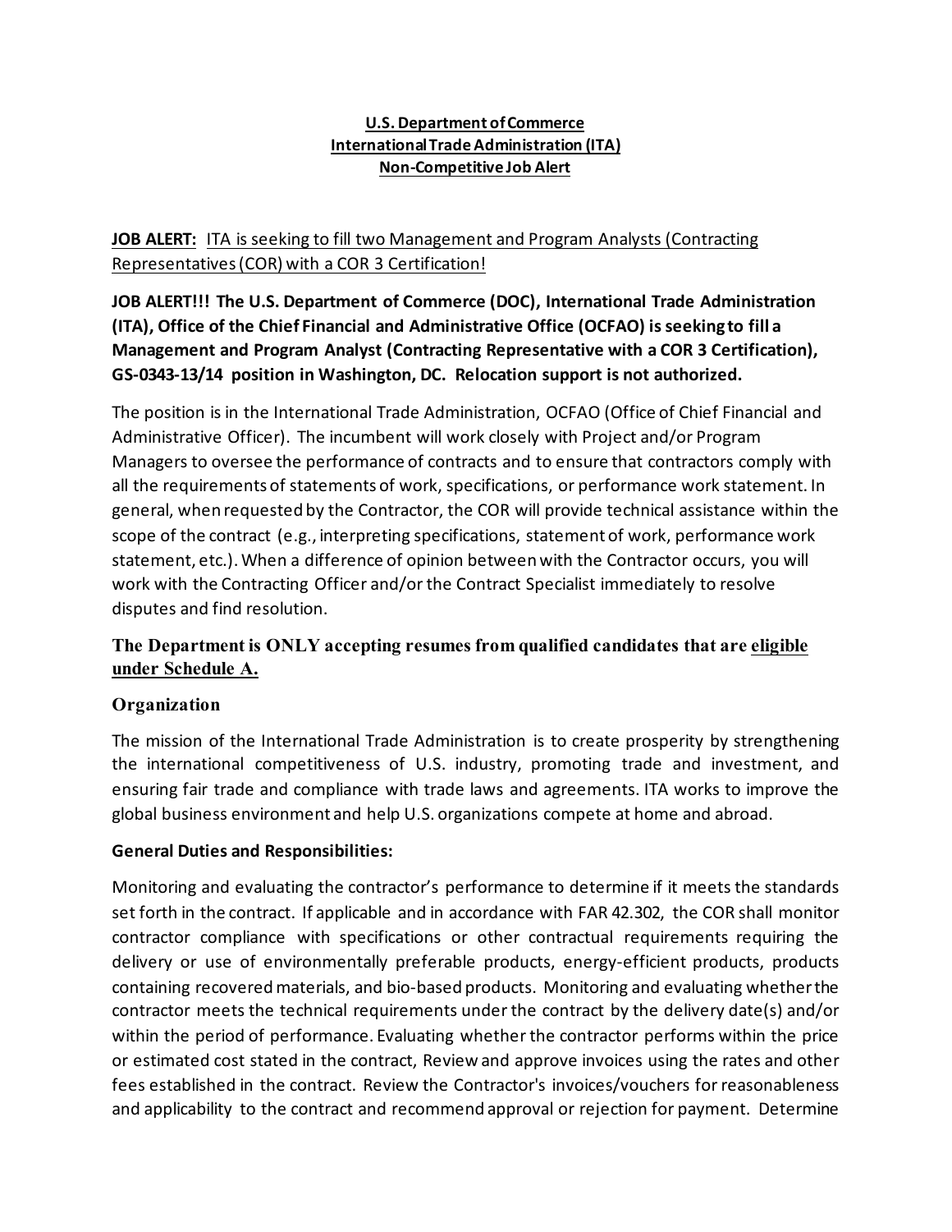**U.S. Department of Commerce**
**International Trade Administration (ITA)**
**Non-Competitive Job Alert**

**JOB ALERT:** ITA is seeking to fill two Management and Program Analysts (Contracting Representatives (COR) with a COR 3 Certification!

**JOB ALERT!!! The U.S. Department of Commerce (DOC), International Trade Administration (ITA), Office of the Chief Financial and Administrative Office (OCFAO) is seeking to fill a Management and Program Analyst (Contracting Representative with a COR 3 Certification), GS-0343-13/14 position in Washington, DC. Relocation support is not authorized.**

The position is in the International Trade Administration, OCFAO (Office of Chief Financial and Administrative Officer). The incumbent will work closely with Project and/or Program Managers to oversee the performance of contracts and to ensure that contractors comply with all the requirements of statements of work, specifications, or performance work statement. In general, when requested by the Contractor, the COR will provide technical assistance within the scope of the contract (e.g., interpreting specifications, statement of work, performance work statement, etc.). When a difference of opinion between with the Contractor occurs, you will work with the Contracting Officer and/or the Contract Specialist immediately to resolve disputes and find resolution.

**The Department is ONLY accepting resumes from qualified candidates that are eligible under Schedule A.**

## Organization

The mission of the International Trade Administration is to create prosperity by strengthening the international competitiveness of U.S. industry, promoting trade and investment, and ensuring fair trade and compliance with trade laws and agreements. ITA works to improve the global business environment and help U.S. organizations compete at home and abroad.

## General Duties and Responsibilities:

Monitoring and evaluating the contractor's performance to determine if it meets the standards set forth in the contract. If applicable and in accordance with FAR 42.302, the COR shall monitor contractor compliance with specifications or other contractual requirements requiring the delivery or use of environmentally preferable products, energy-efficient products, products containing recovered materials, and bio-based products. Monitoring and evaluating whether the contractor meets the technical requirements under the contract by the delivery date(s) and/or within the period of performance. Evaluating whether the contractor performs within the price or estimated cost stated in the contract, Review and approve invoices using the rates and other fees established in the contract. Review the Contractor's invoices/vouchers for reasonableness and applicability to the contract and recommend approval or rejection for payment. Determine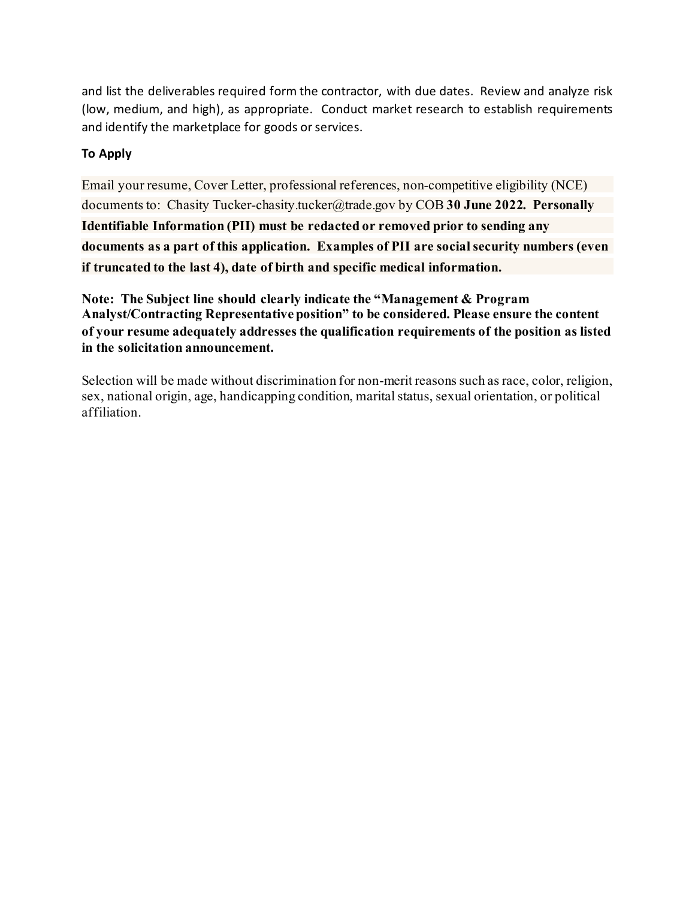and list the deliverables required form the contractor, with due dates. Review and analyze risk (low, medium, and high), as appropriate. Conduct market research to establish requirements and identify the marketplace for goods or services.

**To Apply**

Email your resume, Cover Letter, professional references, non-competitive eligibility (NCE) documents to: Chasity Tucker-chasity.tucker@trade.gov by COB **30 June 2022. Personally Identifiable Information (PII) must be redacted or removed prior to sending any documents as a part of this application. Examples of PII are social security numbers (even if truncated to the last 4), date of birth and specific medical information.**

**Note: The Subject line should clearly indicate the "Management & Program Analyst/Contracting Representative position" to be considered. Please ensure the content of your resume adequately addresses the qualification requirements of the position as listed in the solicitation announcement.**

Selection will be made without discrimination for non-merit reasons such as race, color, religion, sex, national origin, age, handicapping condition, marital status, sexual orientation, or political affiliation.